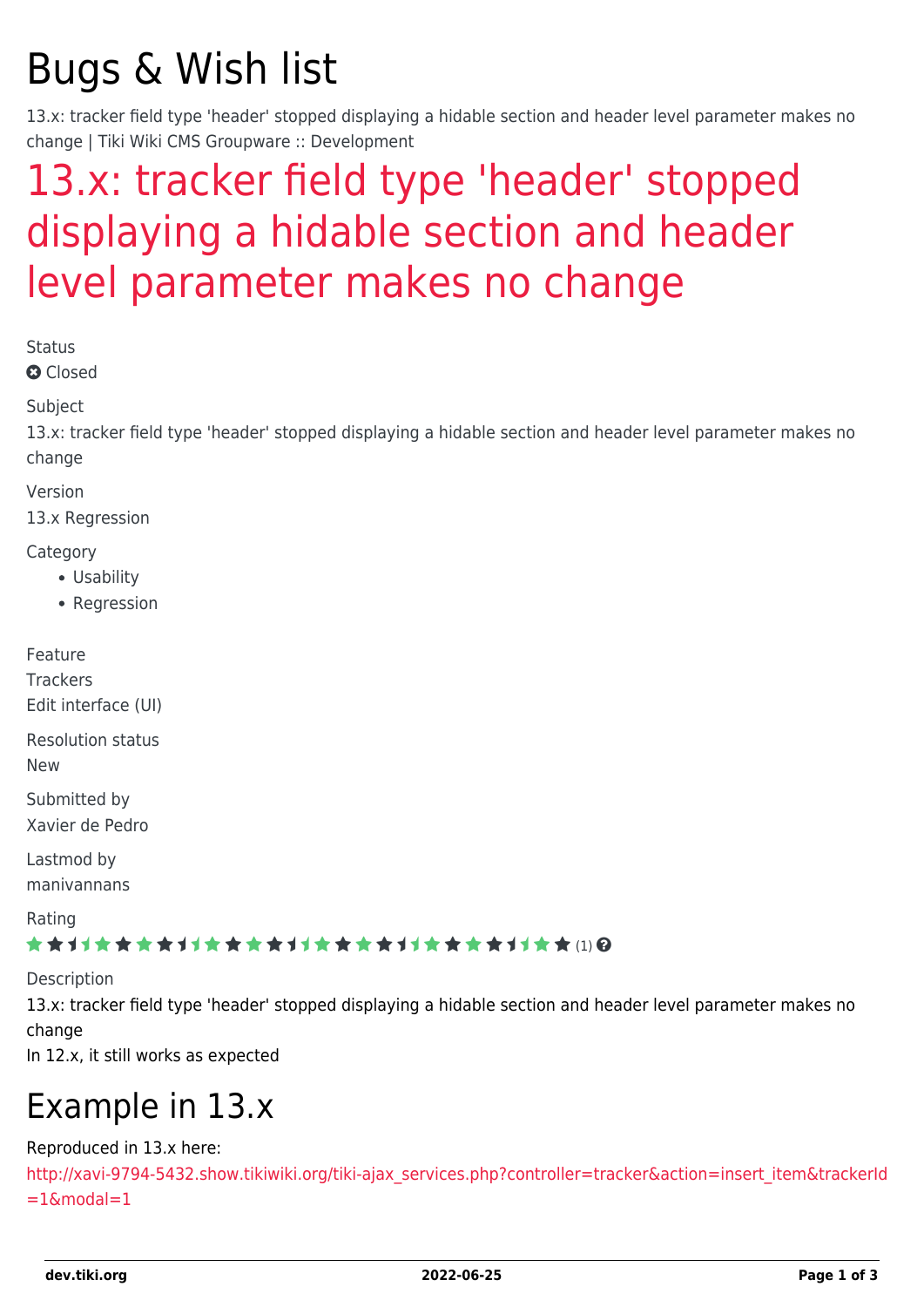# Bugs & Wish list

13.x: tracker field type 'header' stopped displaying a hidable section and header level parameter makes no change | Tiki Wiki CMS Groupware :: Development

# 13.x: tracker field type 'header' stopped displaying a hidable section and header level parameter makes no change

Status

Closed

Subject

13.x: tracker field type 'header' stopped displaying a hidable section and header level parameter makes no change

Version

13.x Regression

Category

- Usability
- Regression

Feature

Trackers

Edit interface (UI)

Resolution status

New

Submitted by

Xavier de Pedro

Lastmod by

manivannans

Rating

(1)

Description

13.x: tracker field type 'header' stopped displaying a hidable section and header level parameter makes no change

In 12.x, it still works as expected

## Example in 13.x

Reproduced in 13.x here:

http://xavi-9794-5432.show.tikiwiki.org/tiki-ajax_services.php?controller=tracker&action=insert_item&trackerId=1&modal=1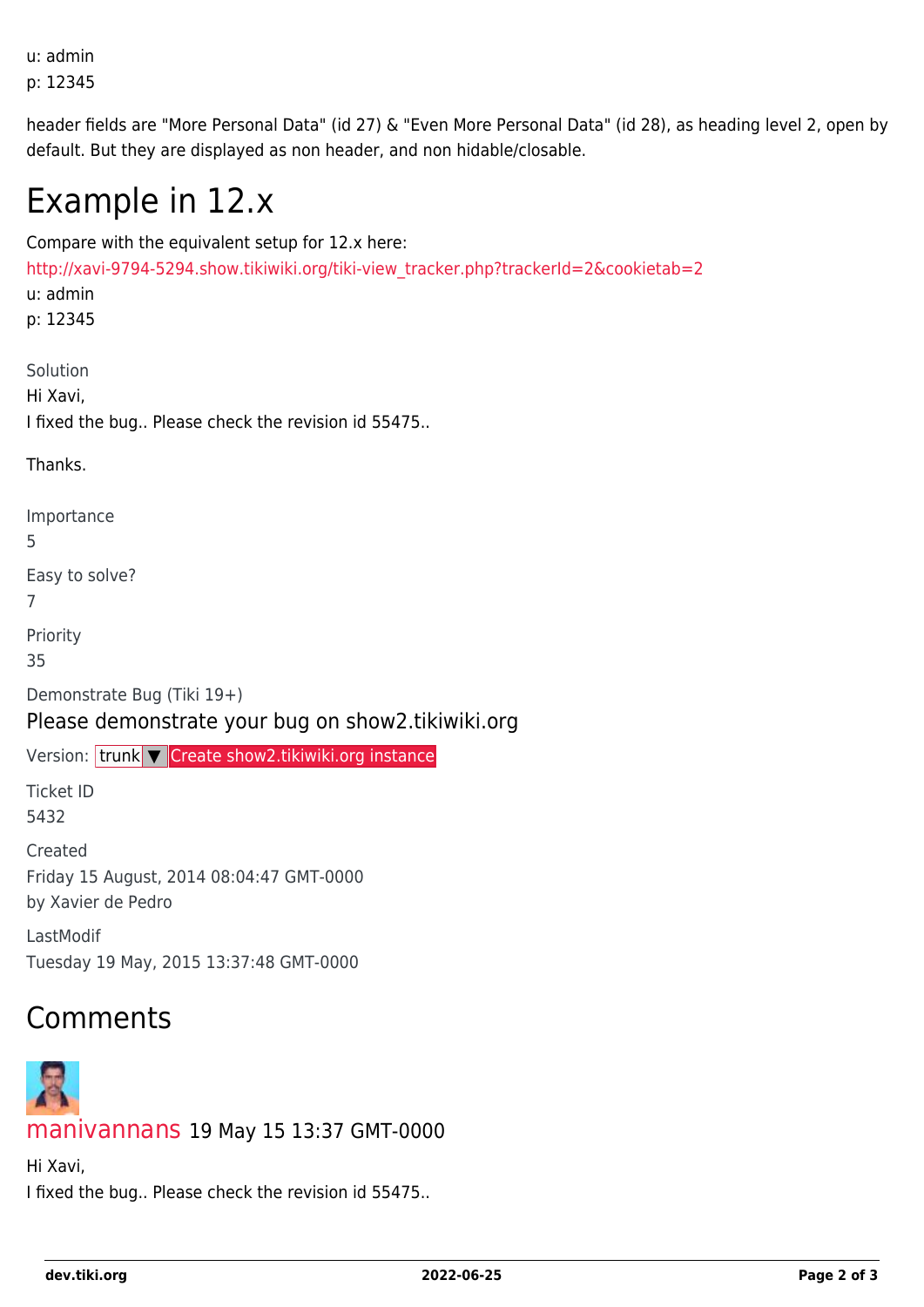u: admin
p: 12345

header fields are "More Personal Data" (id 27) & "Even More Personal Data" (id 28), as heading level 2, open by default. But they are displayed as non header, and non hidable/closable.

# Example in 12.x

Compare with the equivalent setup for 12.x here:
http://xavi-9794-5294.show.tikiwiki.org/tiki-view_tracker.php?trackerId=2&cookietab=2
u: admin
p: 12345

Solution
Hi Xavi,
I fixed the bug.. Please check the revision id 55475..

Thanks.

Importance
5

Easy to solve?
7

Priority
35

Demonstrate Bug (Tiki 19+)

Please demonstrate your bug on show2.tikiwiki.org

Version: trunk ▼ Create show2.tikiwiki.org instance

Ticket ID
5432

Created
Friday 15 August, 2014 08:04:47 GMT-0000
by Xavier de Pedro

LastModif
Tuesday 19 May, 2015 13:37:48 GMT-0000

## Comments

manivannans 19 May 15 13:37 GMT-0000

Hi Xavi,
I fixed the bug.. Please check the revision id 55475..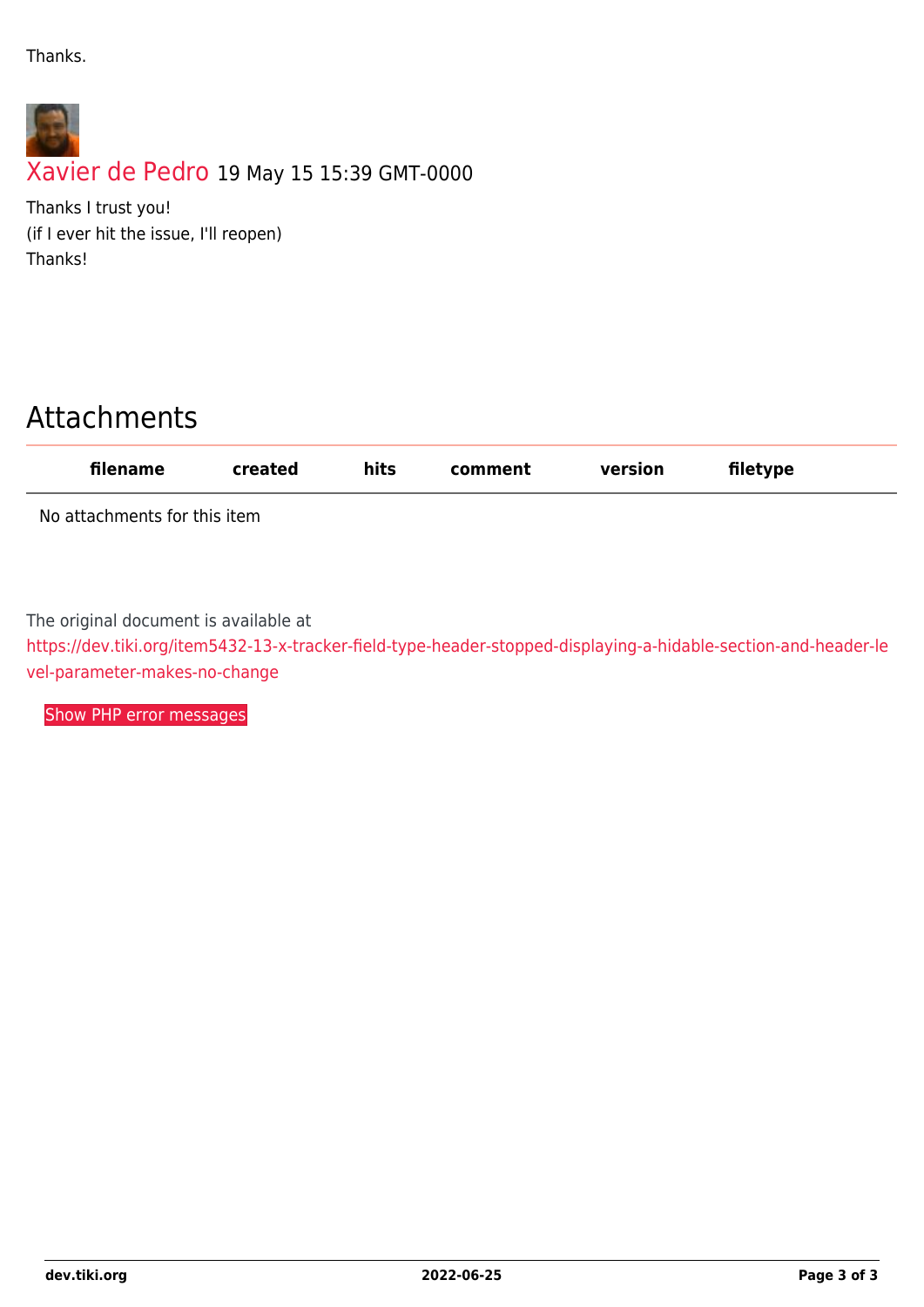Thanks.

Xavier de Pedro 19 May 15 15:39 GMT-0000

Thanks I trust you!
(if I ever hit the issue, I'll reopen)
Thanks!

# Attachments

| filename | created | hits | comment | version | filetype |
|---|---|---|---|---|---|
| No attachments for this item | | | | | |

The original document is available at https://dev.tiki.org/item5432-13-x-tracker-field-type-header-stopped-displaying-a-hidable-section-and-header-level-parameter-makes-no-change

Show PHP error messages